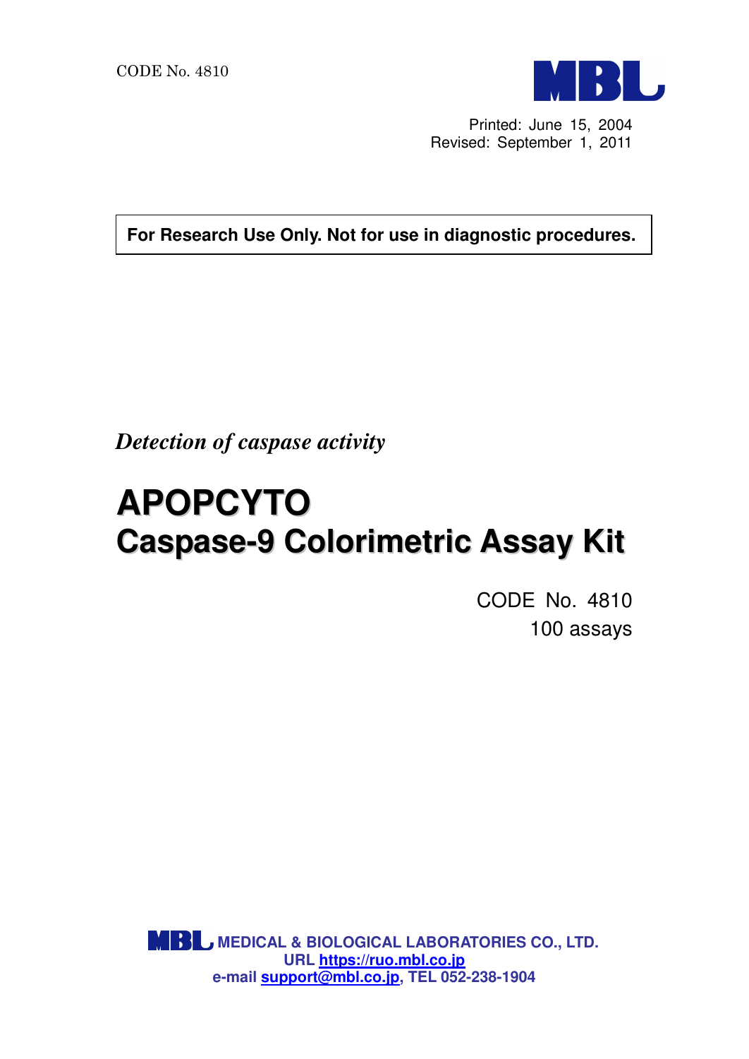CODE No. 4810

Printed: June 15, 2004
Revised: September 1, 2011

**For Research Use Only. Not for use in diagnostic procedures.**

*Detection of caspase activity*

# APOPCYTO
# Caspase-9 Colorimetric Assay Kit

CODE No. 4810
100 assays

**MEDICAL & BIOLOGICAL LABORATORIES CO., LTD.**
**URL https://ruo.mbl.co.jp**
**e-mail support@mbl.co.jp, TEL 052-238-1904**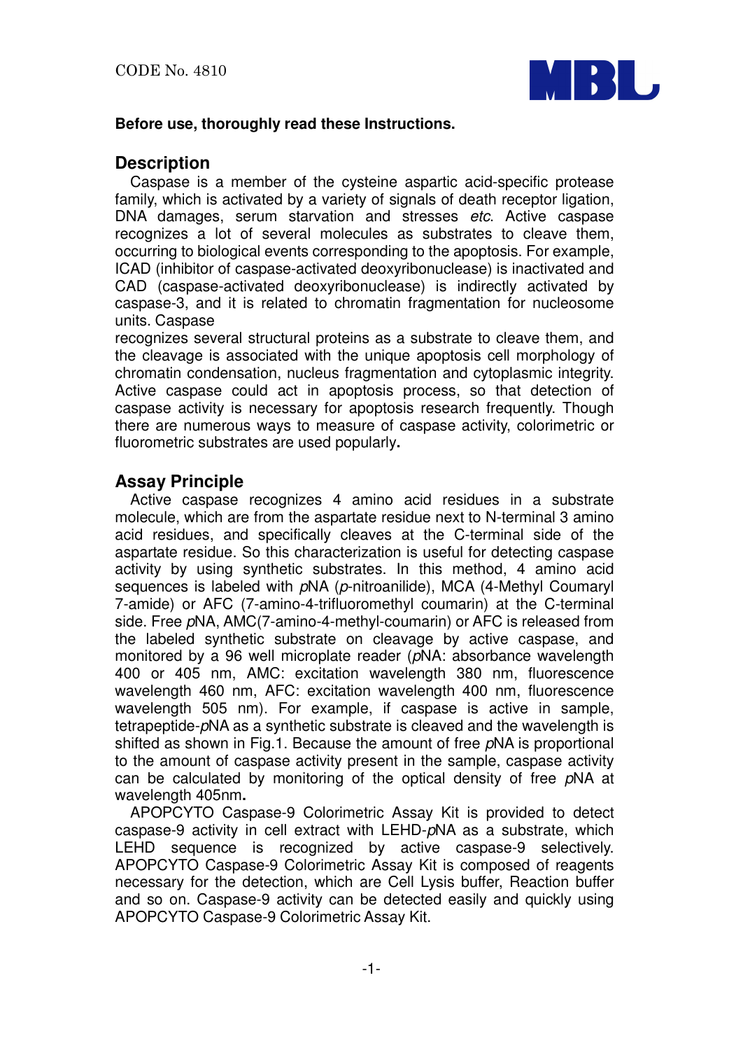CODE No. 4810

**Before use, thoroughly read these Instructions.**

## Description

Caspase is a member of the cysteine aspartic acid-specific protease family, which is activated by a variety of signals of death receptor ligation, DNA damages, serum starvation and stresses *etc*. Active caspase recognizes a lot of several molecules as substrates to cleave them, occurring to biological events corresponding to the apoptosis. For example, ICAD (inhibitor of caspase-activated deoxyribonuclease) is inactivated and CAD (caspase-activated deoxyribonuclease) is indirectly activated by caspase-3, and it is related to chromatin fragmentation for nucleosome units. Caspase

recognizes several structural proteins as a substrate to cleave them, and the cleavage is associated with the unique apoptosis cell morphology of chromatin condensation, nucleus fragmentation and cytoplasmic integrity. Active caspase could act in apoptosis process, so that detection of caspase activity is necessary for apoptosis research frequently. Though there are numerous ways to measure of caspase activity, colorimetric or fluorometric substrates are used popularly**.**

## Assay Principle

Active caspase recognizes 4 amino acid residues in a substrate molecule, which are from the aspartate residue next to N-terminal 3 amino acid residues, and specifically cleaves at the C-terminal side of the aspartate residue. So this characterization is useful for detecting caspase activity by using synthetic substrates. In this method, 4 amino acid sequences is labeled with *p*NA (*p*-nitroanilide), MCA (4-Methyl Coumaryl 7-amide) or AFC (7-amino-4-trifluoromethyl coumarin) at the C-terminal side. Free *p*NA, AMC(7-amino-4-methyl-coumarin) or AFC is released from the labeled synthetic substrate on cleavage by active caspase, and monitored by a 96 well microplate reader (*p*NA: absorbance wavelength 400 or 405 nm, AMC: excitation wavelength 380 nm, fluorescence wavelength 460 nm, AFC: excitation wavelength 400 nm, fluorescence wavelength 505 nm). For example, if caspase is active in sample, tetrapeptide-*p*NA as a synthetic substrate is cleaved and the wavelength is shifted as shown in Fig.1. Because the amount of free *p*NA is proportional to the amount of caspase activity present in the sample, caspase activity can be calculated by monitoring of the optical density of free *p*NA at wavelength 405nm**.**

APOPCYTO Caspase-9 Colorimetric Assay Kit is provided to detect caspase-9 activity in cell extract with LEHD-*p*NA as a substrate, which LEHD sequence is recognized by active caspase-9 selectively. APOPCYTO Caspase-9 Colorimetric Assay Kit is composed of reagents necessary for the detection, which are Cell Lysis buffer, Reaction buffer and so on. Caspase-9 activity can be detected easily and quickly using APOPCYTO Caspase-9 Colorimetric Assay Kit.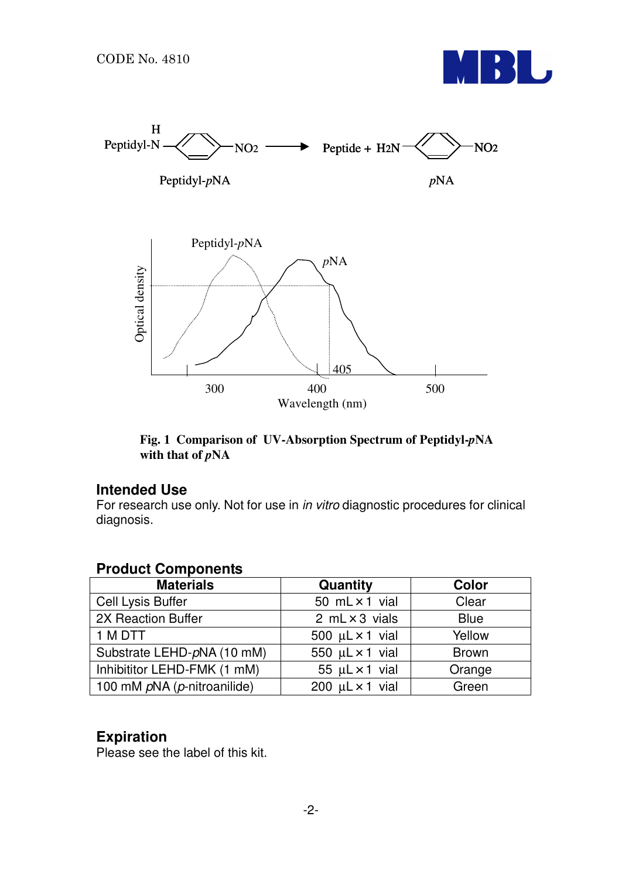CODE No. 4810

Peptidyl-*p*NA → Peptide + *p*NA

Fig. 1 Comparison of UV-Absorption Spectrum of Peptidyl-*p*NA with that of *p*NA

## Intended Use

For research use only. Not for use in *in vitro* diagnostic procedures for clinical diagnosis.

## Product Components

| Materials | Quantity | Color |
|---|---|---|
| Cell Lysis Buffer | 50 mL × 1 vial | Clear |
| 2X Reaction Buffer | 2 mL × 3 vials | Blue |
| 1 M DTT | 500 µL × 1 vial | Yellow |
| Substrate LEHD-*p*NA (10 mM) | 550 µL × 1 vial | Brown |
| Inhibititor LEHD-FMK (1 mM) | 55 µL × 1 vial | Orange |
| 100 mM *p*NA (*p*-nitroanilide) | 200 µL × 1 vial | Green |

## Expiration

Please see the label of this kit.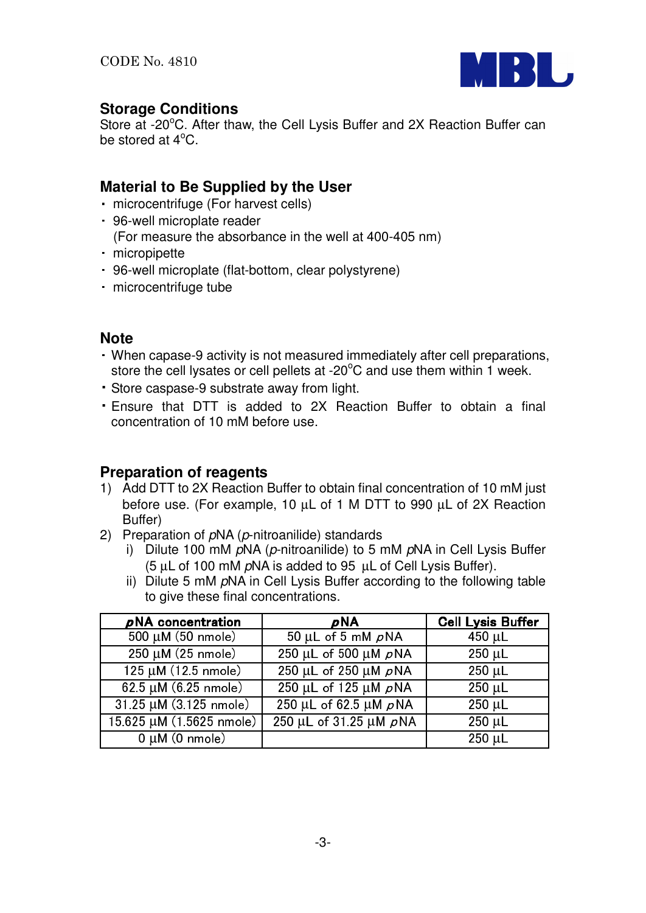CODE No. 4810

## Storage Conditions

Store at -20°C. After thaw, the Cell Lysis Buffer and 2X Reaction Buffer can be stored at 4°C.

## Material to Be Supplied by the User

- microcentrifuge (For harvest cells)
- 96-well microplate reader
  (For measure the absorbance in the well at 400-405 nm)
- micropipette
- 96-well microplate (flat-bottom, clear polystyrene)
- microcentrifuge tube

## Note

- When capase-9 activity is not measured immediately after cell preparations, store the cell lysates or cell pellets at -20°C and use them within 1 week.
- Store caspase-9 substrate away from light.
- Ensure that DTT is added to 2X Reaction Buffer to obtain a final concentration of 10 mM before use.

## Preparation of reagents

1) Add DTT to 2X Reaction Buffer to obtain final concentration of 10 mM just before use. (For example, 10 µL of 1 M DTT to 990 µL of 2X Reaction Buffer)
2) Preparation of *p*NA (*p*-nitroanilide) standards
   i) Dilute 100 mM *p*NA (*p*-nitroanilide) to 5 mM *p*NA in Cell Lysis Buffer (5 µL of 100 mM *p*NA is added to 95 µL of Cell Lysis Buffer).
   ii) Dilute 5 mM *p*NA in Cell Lysis Buffer according to the following table to give these final concentrations.

| *p*NA concentration | *p*NA | Cell Lysis Buffer |
|---|---|---|
| 500 µM (50 nmole) | 50 µL of 5 mM *p*NA | 450 µL |
| 250 µM (25 nmole) | 250 µL of 500 µM *p*NA | 250 µL |
| 125 µM (12.5 nmole) | 250 µL of 250 µM *p*NA | 250 µL |
| 62.5 µM (6.25 nmole) | 250 µL of 125 µM *p*NA | 250 µL |
| 31.25 µM (3.125 nmole) | 250 µL of 62.5 µM *p*NA | 250 µL |
| 15.625 µM (1.5625 nmole) | 250 µL of 31.25 µM *p*NA | 250 µL |
| 0 µM (0 nmole) | | 250 µL |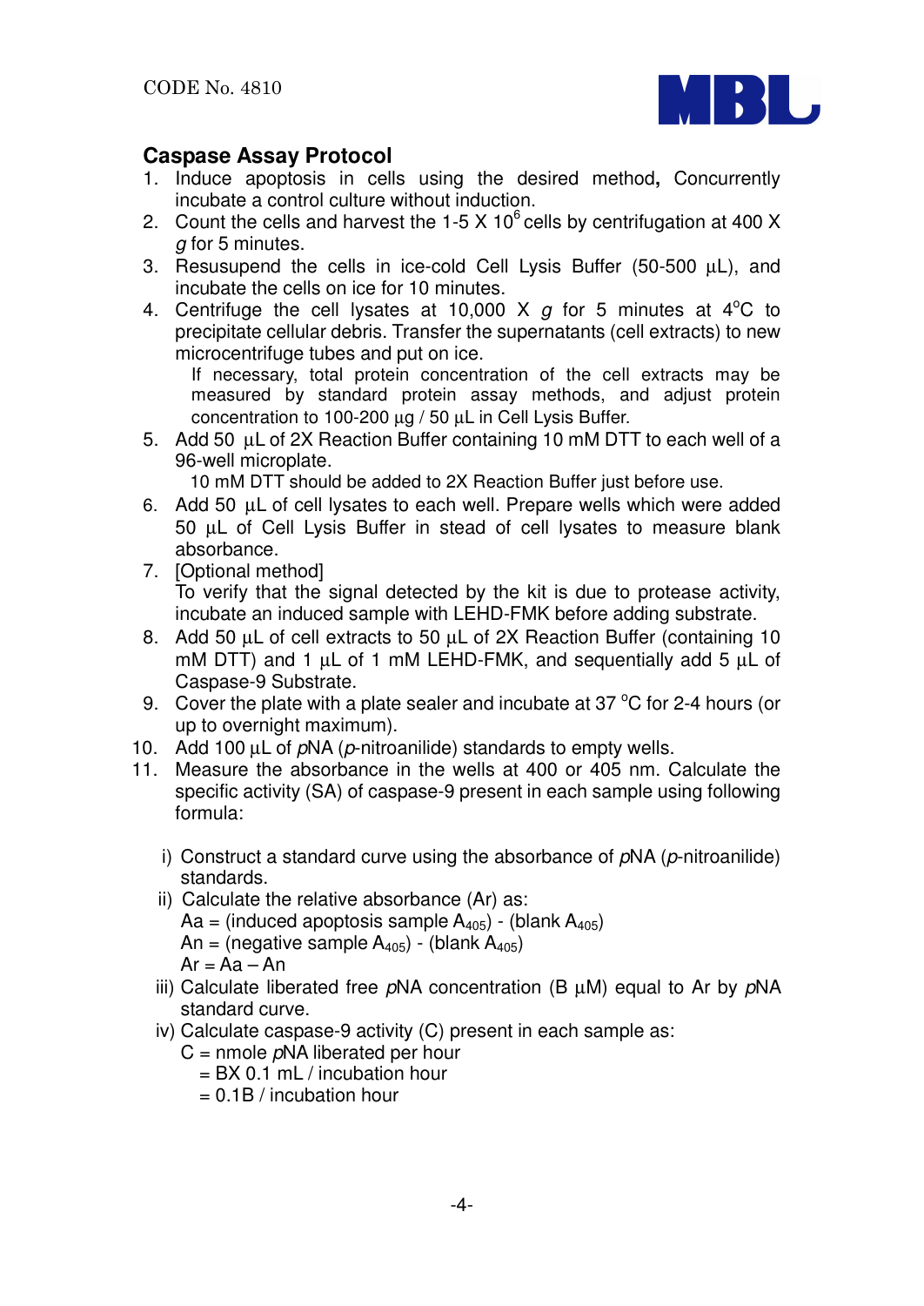CODE No. 4810

## Caspase Assay Protocol

1. Induce apoptosis in cells using the desired method**,** Concurrently incubate a control culture without induction.
2. Count the cells and harvest the 1-5 X $10^6$ cells by centrifugation at 400 X *g* for 5 minutes.
3. Resusupend the cells in ice-cold Cell Lysis Buffer (50-500 µL), and incubate the cells on ice for 10 minutes.
4. Centrifuge the cell lysates at 10,000 X *g* for 5 minutes at 4°C to precipitate cellular debris. Transfer the supernatants (cell extracts) to new microcentrifuge tubes and put on ice.

   If necessary, total protein concentration of the cell extracts may be measured by standard protein assay methods, and adjust protein concentration to 100-200 µg / 50 µL in Cell Lysis Buffer.
5. Add 50 µL of 2X Reaction Buffer containing 10 mM DTT to each well of a 96-well microplate.

   10 mM DTT should be added to 2X Reaction Buffer just before use.
6. Add 50 µL of cell lysates to each well. Prepare wells which were added 50 µL of Cell Lysis Buffer in stead of cell lysates to measure blank absorbance.
7. [Optional method]
   To verify that the signal detected by the kit is due to protease activity, incubate an induced sample with LEHD-FMK before adding substrate.
8. Add 50 µL of cell extracts to 50 µL of 2X Reaction Buffer (containing 10 mM DTT) and 1 µL of 1 mM LEHD-FMK, and sequentially add 5 µL of Caspase-9 Substrate.
9. Cover the plate with a plate sealer and incubate at 37 °C for 2-4 hours (or up to overnight maximum).
10. Add 100 µL of *p*NA (*p*-nitroanilide) standards to empty wells.
11. Measure the absorbance in the wells at 400 or 405 nm. Calculate the specific activity (SA) of caspase-9 present in each sample using following formula:

    i) Construct a standard curve using the absorbance of *p*NA (*p*-nitroanilide) standards.

    ii) Calculate the relative absorbance (Ar) as:
    Aa = (induced apoptosis sample $A_{405}$) - (blank $A_{405}$)
    An = (negative sample $A_{405}$) - (blank $A_{405}$)
    Ar = Aa – An

    iii) Calculate liberated free *p*NA concentration (B µM) equal to Ar by *p*NA standard curve.

    iv) Calculate caspase-9 activity (C) present in each sample as:
    C = nmole *p*NA liberated per hour
    = BX 0.1 mL / incubation hour
    = 0.1B / incubation hour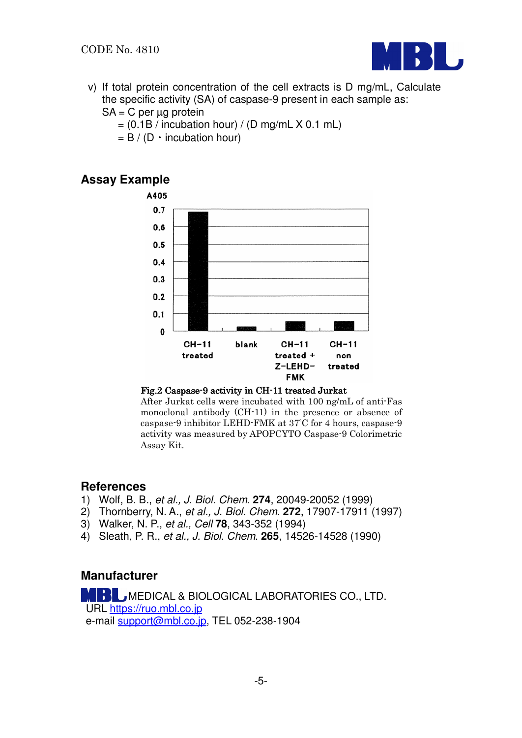v) If total protein concentration of the cell extracts is D mg/mL, Calculate the specific activity (SA) of caspase-9 present in each sample as:

SA = C per µg protein

= (0.1B / incubation hour) / (D mg/mL X 0.1 mL)

= B / (D・incubation hour)

## Assay Example

**Fig.2 Caspase-9 activity in CH-11 treated Jurkat**

After Jurkat cells were incubated with 100 ng/mL of anti-Fas monoclonal antibody (CH-11) in the presence or absence of caspase-9 inhibitor LEHD-FMK at 37°C for 4 hours, caspase-9 activity was measured by APOPCYTO Caspase-9 Colorimetric Assay Kit.

## References

1) Wolf, B. B., *et al., J. Biol. Chem*. **274**, 20049-20052 (1999)
2) Thornberry, N. A., *et al., J. Biol. Chem*. **272**, 17907-17911 (1997)
3) Walker, N. P., *et al., Cell* **78**, 343-352 (1994)
4) Sleath, P. R., *et al., J. Biol. Chem*. **265**, 14526-14528 (1990)

## Manufacturer

MBL MEDICAL & BIOLOGICAL LABORATORIES CO., LTD.
URL https://ruo.mbl.co.jp
e-mail support@mbl.co.jp, TEL 052-238-1904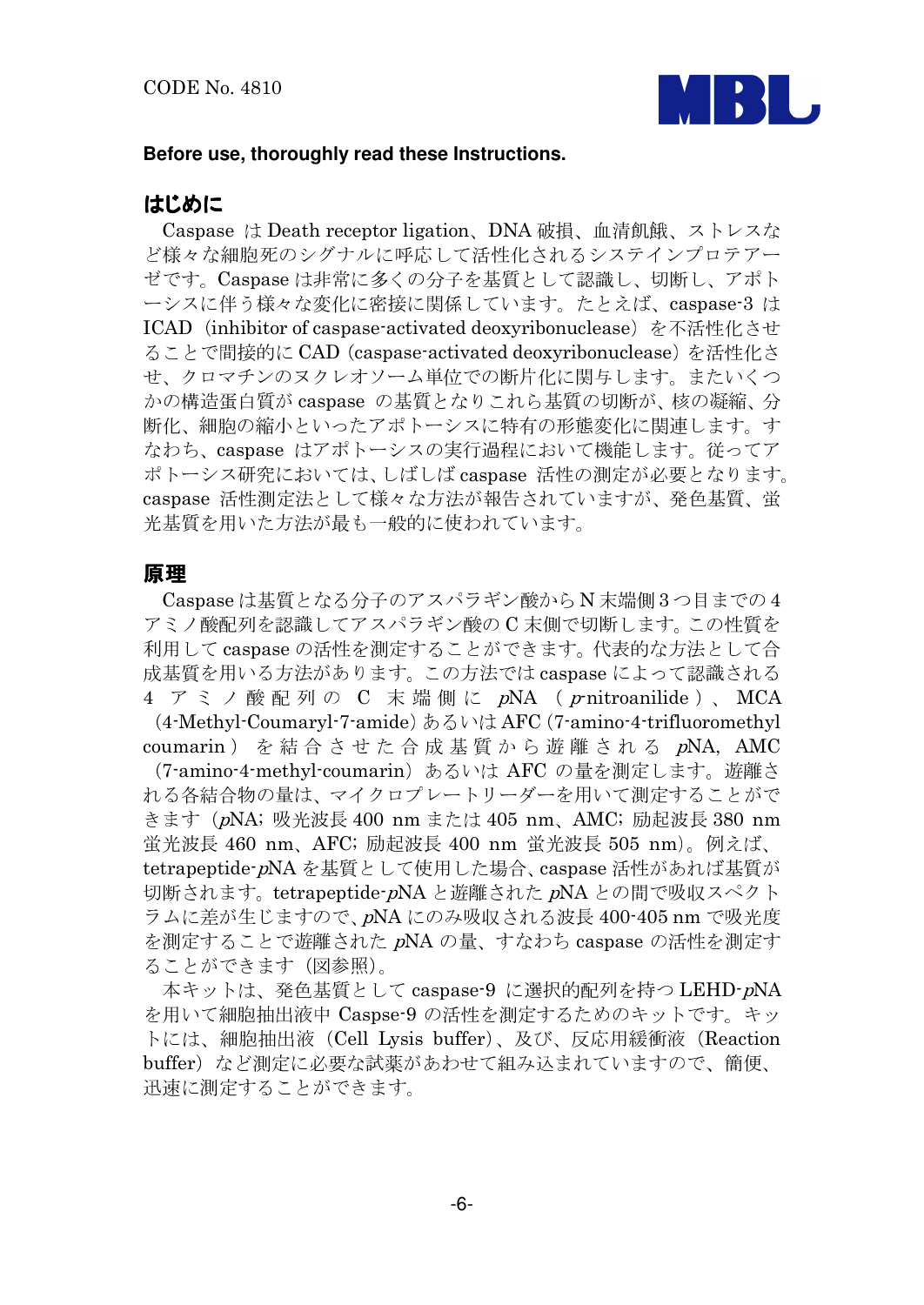CODE No. 4810

**Before use, thoroughly read these Instructions.**

## はじめに

Caspase は Death receptor ligation、DNA 破損、血清飢餓、ストレスなど様々な細胞死のシグナルに呼応して活性化されるシステインプロテアーゼです。Caspase は非常に多くの分子を基質として認識し、切断し、アポトーシスに伴う様々な変化に密接に関係しています。たとえば、caspase-3 は ICAD（inhibitor of caspase-activated deoxyribonuclease）を不活性化させることで間接的に CAD（caspase-activated deoxyribonuclease）を活性化させ、クロマチンのヌクレオソーム単位での断片化に関与します。またいくつかの構造蛋白質が caspase の基質となりこれら基質の切断が、核の凝縮、分断化、細胞の縮小といったアポトーシスに特有の形態変化に関連します。すなわち、caspase はアポトーシスの実行過程において機能します。従ってアポトーシス研究においては、しばしば caspase 活性の測定が必要となります。caspase 活性測定法として様々な方法が報告されていますが、発色基質、蛍光基質を用いた方法が最も一般的に使われています。

## 原理

Caspase は基質となる分子のアスパラギン酸から N 末端側 3 つ目までの 4 アミノ酸配列を認識してアスパラギン酸の C 末側で切断します。この性質を利用して caspase の活性を測定することができます。代表的な方法として合成基質を用いる方法があります。この方法では caspase によって認識される 4 アミノ酸配列の C 末端側に *p*NA（*p*-nitroanilide）、MCA（4-Methyl-Coumaryl-7-amide）あるいは AFC（7-amino-4-trifluoromethyl coumarin）を結合させた合成基質から遊離される *p*NA, AMC（7-amino-4-methyl-coumarin）あるいは AFC の量を測定します。遊離される各結合物の量は、マイクロプレートリーダーを用いて測定することができます（*p*NA; 吸光波長 400 nm または 405 nm、AMC; 励起波長 380 nm 蛍光波長 460 nm、AFC; 励起波長 400 nm 蛍光波長 505 nm）。例えば、tetrapeptide-*p*NA を基質として使用した場合、caspase 活性があれば基質が切断されます。tetrapeptide-*p*NA と遊離された *p*NA との間で吸収スペクトラムに差が生じますので、*p*NA にのみ吸収される波長 400-405 nm で吸光度を測定することで遊離された *p*NA の量、すなわち caspase の活性を測定することができます（図参照）。

本キットは、発色基質として caspase-9 に選択的配列を持つ LEHD-*p*NA を用いて細胞抽出液中 Caspse-9 の活性を測定するためのキットです。キットには、細胞抽出液（Cell Lysis buffer）、及び、反応用緩衝液（Reaction buffer）など測定に必要な試薬があわせて組み込まれていますので、簡便、迅速に測定することができます。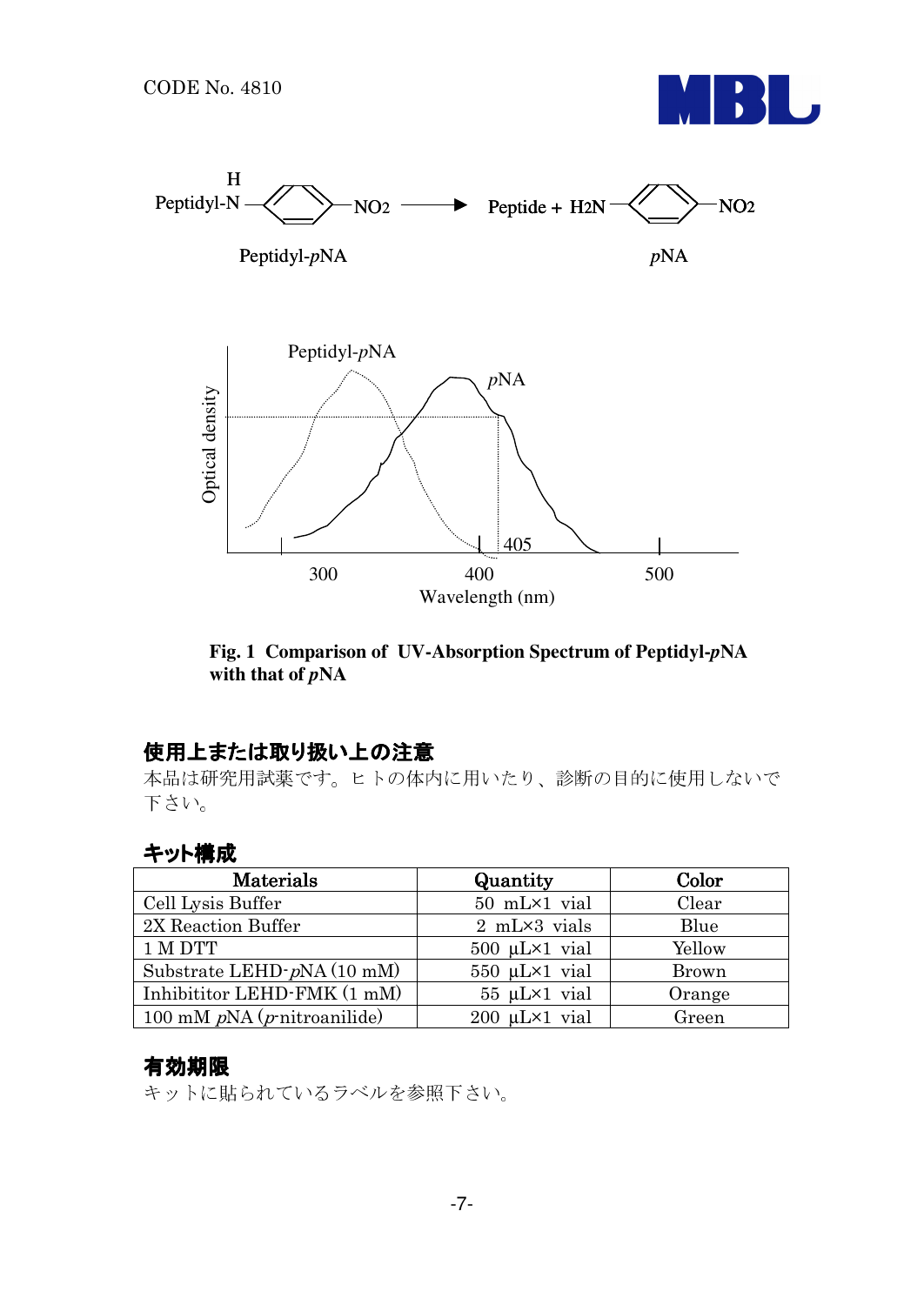CODE No. 4810

Peptidyl-N(H)–C₆H₄–NO2 → Peptide + H2N–C₆H₄–NO2

Peptidyl-*p*NA　　　　*p*NA

**Fig. 1 Comparison of UV-Absorption Spectrum of Peptidyl-*p*NA with that of *p*NA**

## 使用上または取り扱い上の注意

本品は研究用試薬です。ヒトの体内に用いたり、診断の目的に使用しないで下さい。

## キット構成

| Materials | Quantity | Color |
|---|---|---|
| Cell Lysis Buffer | 50 mL×1 vial | Clear |
| 2X Reaction Buffer | 2 mL×3 vials | Blue |
| 1 M DTT | 500 μL×1 vial | Yellow |
| Substrate LEHD-*p*NA (10 mM) | 550 μL×1 vial | Brown |
| Inhibititor LEHD-FMK (1 mM) | 55 μL×1 vial | Orange |
| 100 mM *p*NA (*p*-nitroanilide) | 200 μL×1 vial | Green |

## 有効期限

キットに貼られているラベルを参照下さい。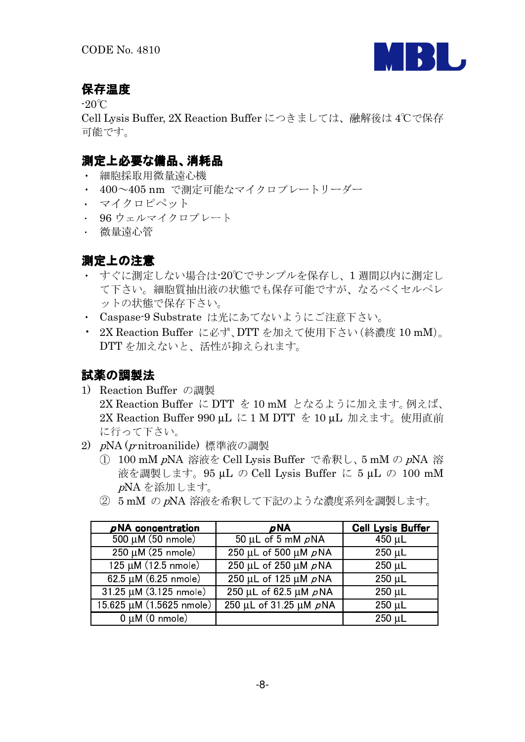CODE No. 4810

## 保存温度

-20℃

Cell Lysis Buffer, 2X Reaction Buffer につきましては、融解後は 4℃で保存可能です。

## 測定上必要な備品、消耗品

- 細胞採取用微量遠心機
- 400～405 nm で測定可能なマイクロプレートリーダー
- マイクロピペット
- 96 ウェルマイクロプレート
- 微量遠心管

## 測定上の注意

- すぐに測定しない場合は-20℃でサンプルを保存し、1 週間以内に測定して下さい。細胞質抽出液の状態でも保存可能ですが、なるべくセルペレットの状態で保存下さい。
- Caspase-9 Substrate は光にあてないようにご注意下さい。
- 2X Reaction Buffer に必ず、DTT を加えて使用下さい(終濃度 10 mM)。DTT を加えないと、活性が抑えられます。

## 試薬の調製法

1) Reaction Buffer の調製

   2X Reaction Buffer に DTT を 10 mM となるように加えます。例えば、2X Reaction Buffer 990 µL に 1 M DTT を 10 µL 加えます。使用直前に行って下さい。

2) *p*NA (*p*-nitroanilide) 標準液の調製

   ① 100 mM *p*NA 溶液を Cell Lysis Buffer で希釈し、5 mM の *p*NA 溶液を調製します。95 µL の Cell Lysis Buffer に 5 µL の 100 mM *p*NA を添加します。

   ② 5 mM の *p*NA 溶液を希釈して下記のような濃度系列を調製します。

| ***p*NA concentration** | ***p*NA** | **Cell Lysis Buffer** |
|---|---|---|
| 500 µM (50 nmole) | 50 µL of 5 mM *p*NA | 450 µL |
| 250 µM (25 nmole) | 250 µL of 500 µM *p*NA | 250 µL |
| 125 µM (12.5 nmole) | 250 µL of 250 µM *p*NA | 250 µL |
| 62.5 µM (6.25 nmole) | 250 µL of 125 µM *p*NA | 250 µL |
| 31.25 µM (3.125 nmole) | 250 µL of 62.5 µM *p*NA | 250 µL |
| 15.625 µM (1.5625 nmole) | 250 µL of 31.25 µM *p*NA | 250 µL |
| 0 µM (0 nmole) | | 250 µL |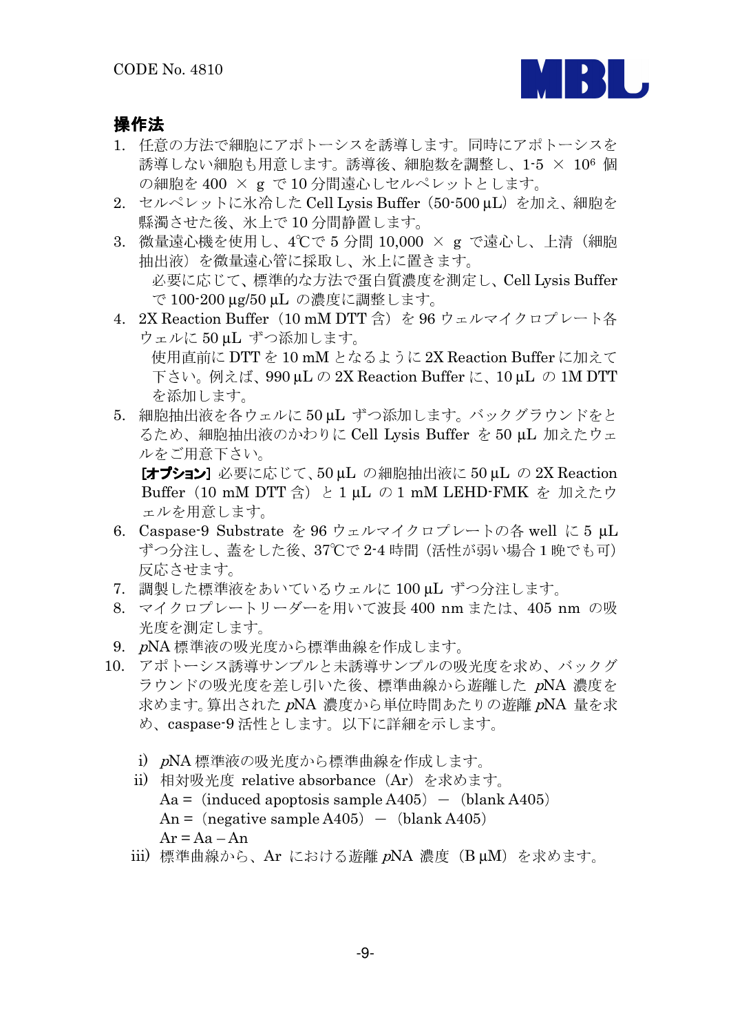## 操作法

1. 任意の方法で細胞にアポトーシスを誘導します。同時にアポトーシスを誘導しない細胞も用意します。誘導後、細胞数を調整し、1-5 × $10^6$ 個の細胞を 400 × g で 10 分間遠心しセルペレットとします。
2. セルペレットに氷冷した Cell Lysis Buffer（50-500 µL）を加え、細胞を懸濁させた後、氷上で 10 分間静置します。
3. 微量遠心機を使用し、4℃で 5 分間 10,000 × g で遠心し、上清（細胞抽出液）を微量遠心管に採取し、氷上に置きます。
   必要に応じて、標準的な方法で蛋白質濃度を測定し、Cell Lysis Buffer で 100-200 µg/50 µL の濃度に調整します。
4. 2X Reaction Buffer（10 mM DTT 含）を 96 ウェルマイクロプレート各ウェルに 50 µL ずつ添加します。
   使用直前に DTT を 10 mM となるように 2X Reaction Buffer に加えて下さい。例えば、990 µL の 2X Reaction Buffer に、10 µL の 1M DTT を添加します。
5. 細胞抽出液を各ウェルに 50 µL ずつ添加します。バックグラウンドをとるため、細胞抽出液のかわりに Cell Lysis Buffer を 50 µL 加えたウェルをご用意下さい。
   **[オプション]** 必要に応じて、50 µL の細胞抽出液に 50 µL の 2X Reaction Buffer（10 mM DTT 含）と 1 µL の 1 mM LEHD-FMK を 加えたウェルを用意します。
6. Caspase-9 Substrate を 96 ウェルマイクロプレートの各 well に 5 µL ずつ分注し、蓋をした後、37℃で 2-4 時間（活性が弱い場合 1 晩でも可）反応させます。
7. 調製した標準液をあいているウェルに 100 µL ずつ分注します。
8. マイクロプレートリーダーを用いて波長 400 nm または、405 nm の吸光度を測定します。
9. *p*NA 標準液の吸光度から標準曲線を作成します。
10. アポトーシス誘導サンプルと未誘導サンプルの吸光度を求め、バックグラウンドの吸光度を差し引いた後、標準曲線から遊離した *p*NA 濃度を求めます。算出された *p*NA 濃度から単位時間あたりの遊離 *p*NA 量を求め、caspase-9 活性とします。以下に詳細を示します。

   i) *p*NA 標準液の吸光度から標準曲線を作成します。
   ii) 相対吸光度 relative absorbance（Ar）を求めます。
      Aa =（induced apoptosis sample A405）－（blank A405）
      An =（negative sample A405）－（blank A405）
      Ar = Aa – An
   iii) 標準曲線から、Ar における遊離 *p*NA 濃度（B µM）を求めます。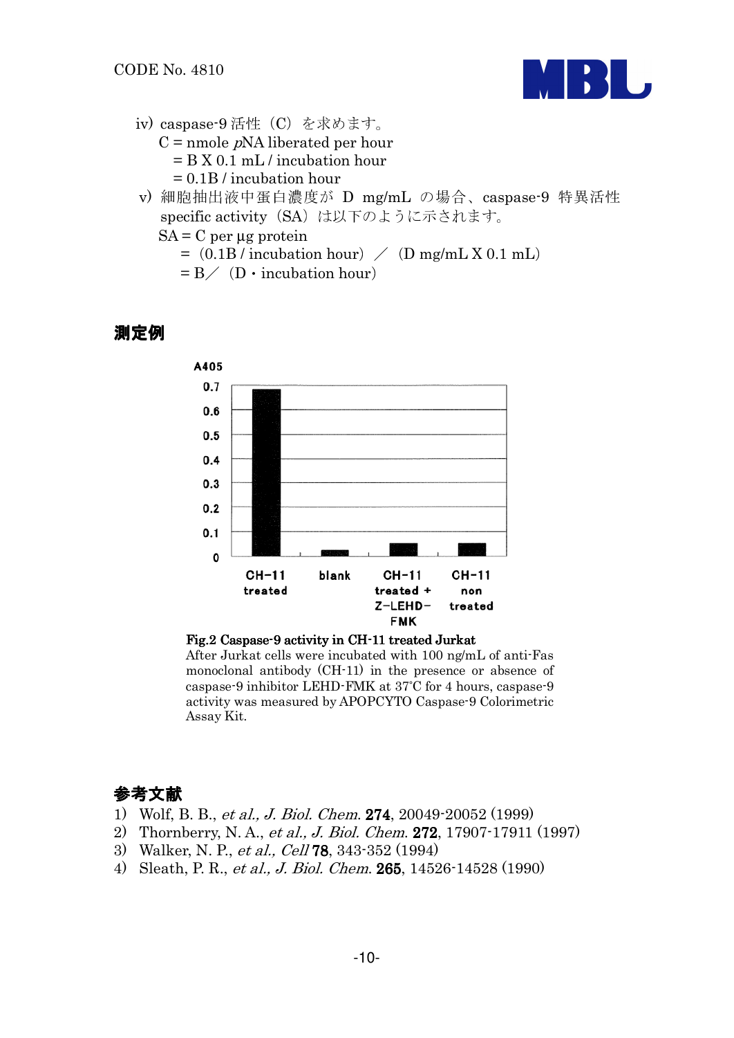iv) caspase-9 活性（C）を求めます。

C = nmole *p*NA liberated per hour

= B X 0.1 mL / incubation hour

= 0.1B / incubation hour

v) 細胞抽出液中蛋白濃度が D mg/mL の場合、caspase-9 特異活性 specific activity（SA）は以下のように示されます。

SA = C per μg protein

=（0.1B / incubation hour）／（D mg/mL X 0.1 mL）

= B／（D・incubation hour）

## 測定例

Fig.2 Caspase-9 activity in CH-11 treated Jurkat

After Jurkat cells were incubated with 100 ng/mL of anti-Fas monoclonal antibody (CH-11) in the presence or absence of caspase-9 inhibitor LEHD-FMK at 37°C for 4 hours, caspase-9 activity was measured by APOPCYTO Caspase-9 Colorimetric Assay Kit.

## 参考文献

1) Wolf, B. B., *et al., J. Biol. Chem.* **274**, 20049-20052 (1999)
2) Thornberry, N. A., *et al., J. Biol. Chem.* **272**, 17907-17911 (1997)
3) Walker, N. P., *et al., Cell* **78**, 343-352 (1994)
4) Sleath, P. R., *et al., J. Biol. Chem.* **265**, 14526-14528 (1990)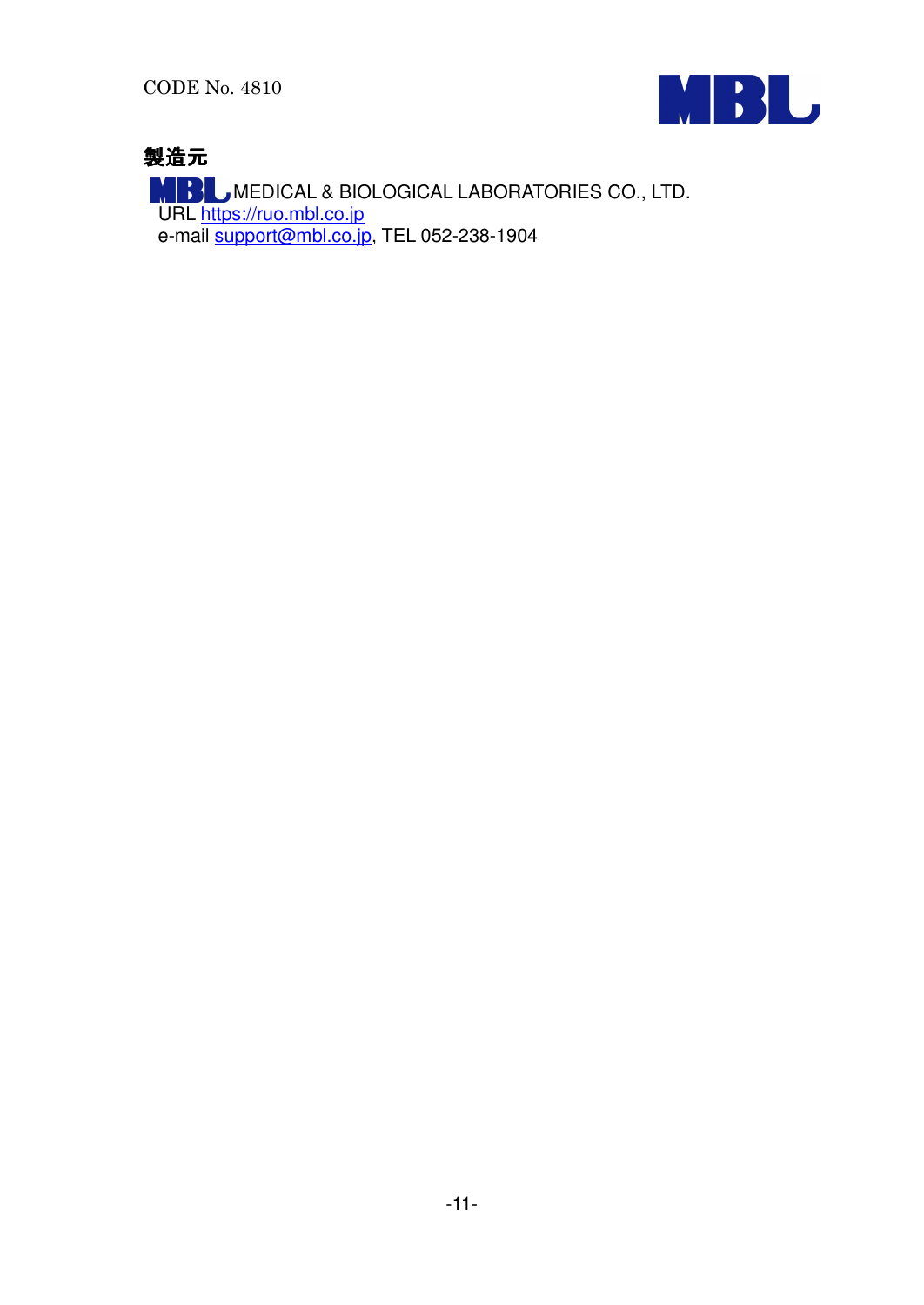## 製造元

MBL MEDICAL & BIOLOGICAL LABORATORIES CO., LTD.
URL https://ruo.mbl.co.jp
e-mail support@mbl.co.jp, TEL 052-238-1904